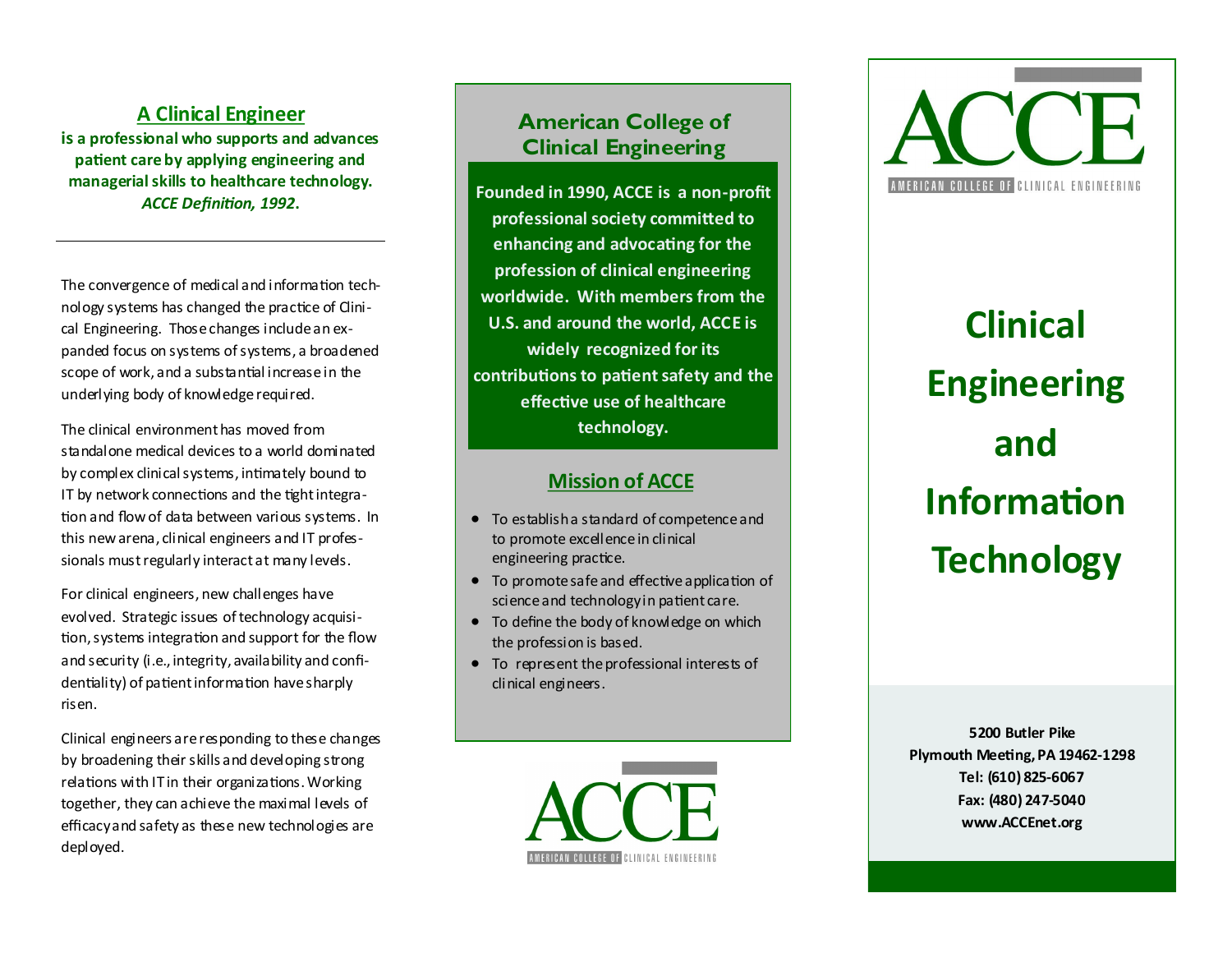## A Clinical Engineer

**is a professional who supports and advances patient care by applying engineering and managerial skills to healthcare technology.**
***ACCE Definition, 1992*.**

---

The convergence of medical and information technology systems has changed the practice of Clinical Engineering. Those changes include an expanded focus on systems of systems, a broadened scope of work, and a substantial increase in the underlying body of knowledge required.

The clinical environment has moved from standalone medical devices to a world dominated by complex clinical systems, intimately bound to IT by network connections and the tight integration and flow of data between various systems. In this new arena, clinical engineers and IT professionals must regularly interact at many levels.

For clinical engineers, new challenges have evolved. Strategic issues of technology acquisition, systems integration and support for the flow and security (i.e., integrity, availability and confidentiality) of patient information have sharply risen.

Clinical engineers are responding to these changes by broadening their skills and developing strong relations with IT in their organizations. Working together, they can achieve the maximal levels of efficacy and safety as these new technologies are deployed.

## American College of Clinical Engineering

**Founded in 1990, ACCE is a non-profit professional society committed to enhancing and advocating for the profession of clinical engineering worldwide. With members from the U.S. and around the world, ACCE is widely recognized for its contributions to patient safety and the effective use of healthcare technology.**

## Mission of ACCE

- To establish a standard of competence and to promote excellence in clinical engineering practice.
- To promote safe and effective application of science and technology in patient care.
- To define the body of knowledge on which the profession is based.
- To represent the professional interests of clinical engineers.

ACCE
AMERICAN COLLEGE OF CLINICAL ENGINEERING

ACCE
AMERICAN COLLEGE OF CLINICAL ENGINEERING

# Clinical Engineering and Information Technology

**5200 Butler Pike**
**Plymouth Meeting, PA 19462-1298**
**Tel: (610) 825-6067**
**Fax: (480) 247-5040**
**www.ACCEnet.org**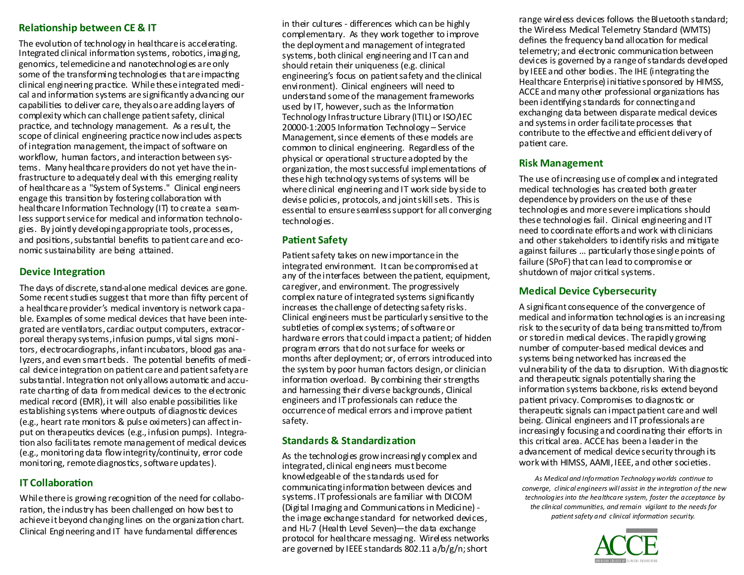## Relationship between CE & IT

The evolution of technology in healthcare is accelerating. Integrated clinical information systems, robotics, imaging, genomics, telemedicine and nanotechnologies are only some of the transforming technologies that are impacting clinical engineering practice. While these integrated medical and information systems are significantly advancing our capabilities to deliver care, they also are adding layers of complexity which can challenge patient safety, clinical practice, and technology management. As a result, the scope of clinical engineering practice now includes aspects of integration management, the impact of software on workflow, human factors, and interaction between systems. Many healthcare providers do not yet have the infrastructure to adequately deal with this emerging reality of healthcare as a "System of Systems." Clinical engineers engage this transition by fostering collaboration with healthcare Information Technology (IT) to create a seamless support service for medical and information technologies. By jointly developing appropriate tools, processes, and positions, substantial benefits to patient care and economic sustainability are being attained.

## Device Integration

The days of discrete, stand-alone medical devices are gone. Some recent studies suggest that more than fifty percent of a healthcare provider's medical inventory is network capable. Examples of some medical devices that have been integrated are ventilators, cardiac output computers, extracorporeal therapy systems, infusion pumps, vital signs monitors, electrocardiographs, infant incubators, blood gas analyzers, and even smart beds. The potential benefits of medical device integration on patient care and patient safety are substantial. Integration not only allows automatic and accurate charting of data from medical devices to the electronic medical record (EMR), it will also enable possibilities like establishing systems where outputs of diagnostic devices (e.g., heart rate monitors & pulse oximeters) can affect input on therapeutics devices (e.g., infusion pumps). Integration also facilitates remote management of medical devices (e.g., monitoring data flow integrity/continuity, error code monitoring, remote diagnostics, software updates).

## IT Collaboration

While there is growing recognition of the need for collaboration, the industry has been challenged on how best to achieve it beyond changing lines on the organization chart. Clinical Engineering and IT have fundamental differences in their cultures - differences which can be highly complementary. As they work together to improve the deployment and management of integrated systems, both clinical engineering and IT can and should retain their uniqueness (e.g. clinical engineering's focus on patient safety and the clinical environment). Clinical engineers will need to understand some of the management frameworks used by IT, however, such as the Information Technology Infrastructure Library (ITIL) or ISO/IEC 20000-1:2005 Information Technology – Service Management, since elements of these models are common to clinical engineering. Regardless of the physical or operational structure adopted by the organization, the most successful implementations of these high technology systems of systems will be where clinical engineering and IT work side by side to devise policies, protocols, and joint skill sets. This is essential to ensure seamless support for all converging technologies.

## Patient Safety

Patient safety takes on new importance in the integrated environment. It can be compromised at any of the interfaces between the patient, equipment, caregiver, and environment. The progressively complex nature of integrated systems significantly increases the challenge of detecting safety risks. Clinical engineers must be particularly sensitive to the subtleties of complex systems; of software or hardware errors that could impact a patient; of hidden program errors that do not surface for weeks or months after deployment; or, of errors introduced into the system by poor human factors design, or clinician information overload. By combining their strengths and harnessing their diverse backgrounds, Clinical engineers and IT professionals can reduce the occurrence of medical errors and improve patient safety.

## Standards & Standardization

As the technologies grow increasingly complex and integrated, clinical engineers must become knowledgeable of the standards used for communicating information between devices and systems. IT professionals are familiar with DICOM (Digital Imaging and Communications in Medicine) - the image exchange standard for networked devices, and HL-7 (Health Level Seven)—the data exchange protocol for healthcare messaging. Wireless networks are governed by IEEE standards 802.11 a/b/g/n; short range wireless devices follows the Bluetooth standard; the Wireless Medical Telemetry Standard (WMTS) defines the frequency band allocation for medical telemetry; and electronic communication between devices is governed by a range of standards developed by IEEE and other bodies. The IHE (integrating the Healthcare Enterprise) initiative sponsored by HIMSS, ACCE and many other professional organizations has been identifying standards for connecting and exchanging data between disparate medical devices and systems in order facilitate processes that contribute to the effective and efficient delivery of patient care.

## Risk Management

The use of increasing use of complex and integrated medical technologies has created both greater dependence by providers on the use of these technologies and more severe implications should these technologies fail. Clinical engineering and IT need to coordinate efforts and work with clinicians and other stakeholders to identify risks and mitigate against failures … particularly those single points of failure (SPoF) that can lead to compromise or shutdown of major critical systems.

## Medical Device Cybersecurity

A significant consequence of the convergence of medical and information technologies is an increasing risk to the security of data being transmitted to/from or stored in medical devices. The rapidly growing number of computer-based medical devices and systems being networked has increased the vulnerability of the data to disruption. With diagnostic and therapeutic signals potentially sharing the information systems backbone, risks extend beyond patient privacy. Compromises to diagnostic or therapeutic signals can impact patient care and well being. Clinical engineers and IT professionals are increasingly focusing and coordinating their efforts in this critical area. ACCE has been a leader in the advancement of medical device security through its work with HIMSS, AAMI, IEEE, and other societies.

*As Medical and Information Technology worlds continue to converge, clinical engineers will assist in the integration of the new technologies into the healthcare system, foster the acceptance by the clinical communities, and remain vigilant to the needs for patient safety and clinical information security.*

ACCE

AMERICAN COLLEGE OF CLINICAL ENGINEERING